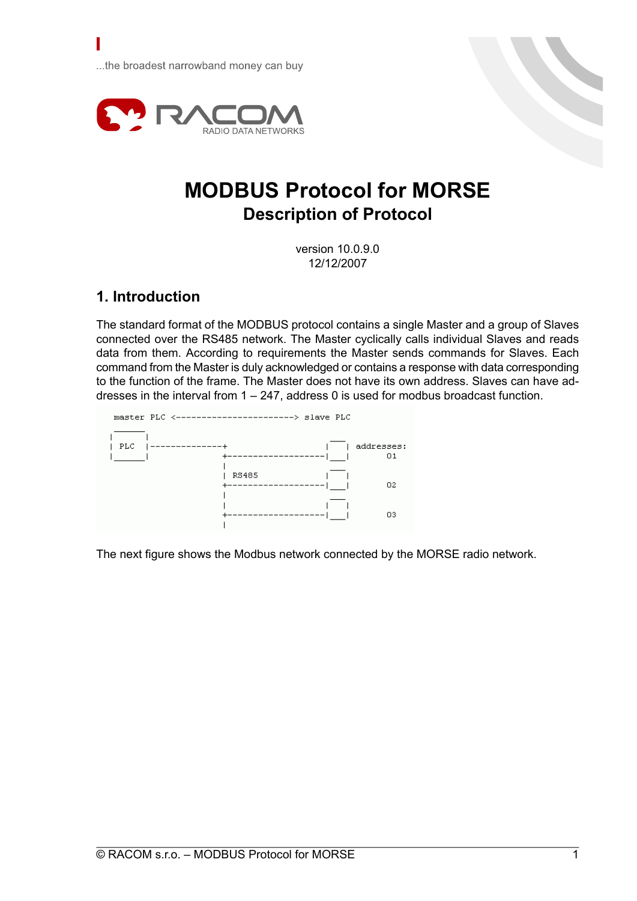...the broadest narrowband money can buy

RACOM
RADIO DATA NETWORKS

# MODBUS Protocol for MORSE

## Description of Protocol

version 10.0.9.0
12/12/2007

## 1. Introduction

The standard format of the MODBUS protocol contains a single Master and a group of Slaves connected over the RS485 network. The Master cyclically calls individual Slaves and reads data from them. According to requirements the Master sends commands for Slaves. Each command from the Master is duly acknowledged or contains a response with data corresponding to the function of the frame. The Master does not have its own address. Slaves can have addresses in the interval from 1 – 247, address 0 is used for modbus broadcast function.

```
 master PLC <-----------------------> slave PLC

 |______|
 | PLC  |--------------+                     ___
 |______|              +------------------|   |  addresses:
                       |                  |___|     01
                       |                   ___
                       | RS485            |   |
                       +------------------|___|     02
                       |                   ___
                       |                  |   |
                       +------------------|___|     03
                       |
```

The next figure shows the Modbus network connected by the MORSE radio network.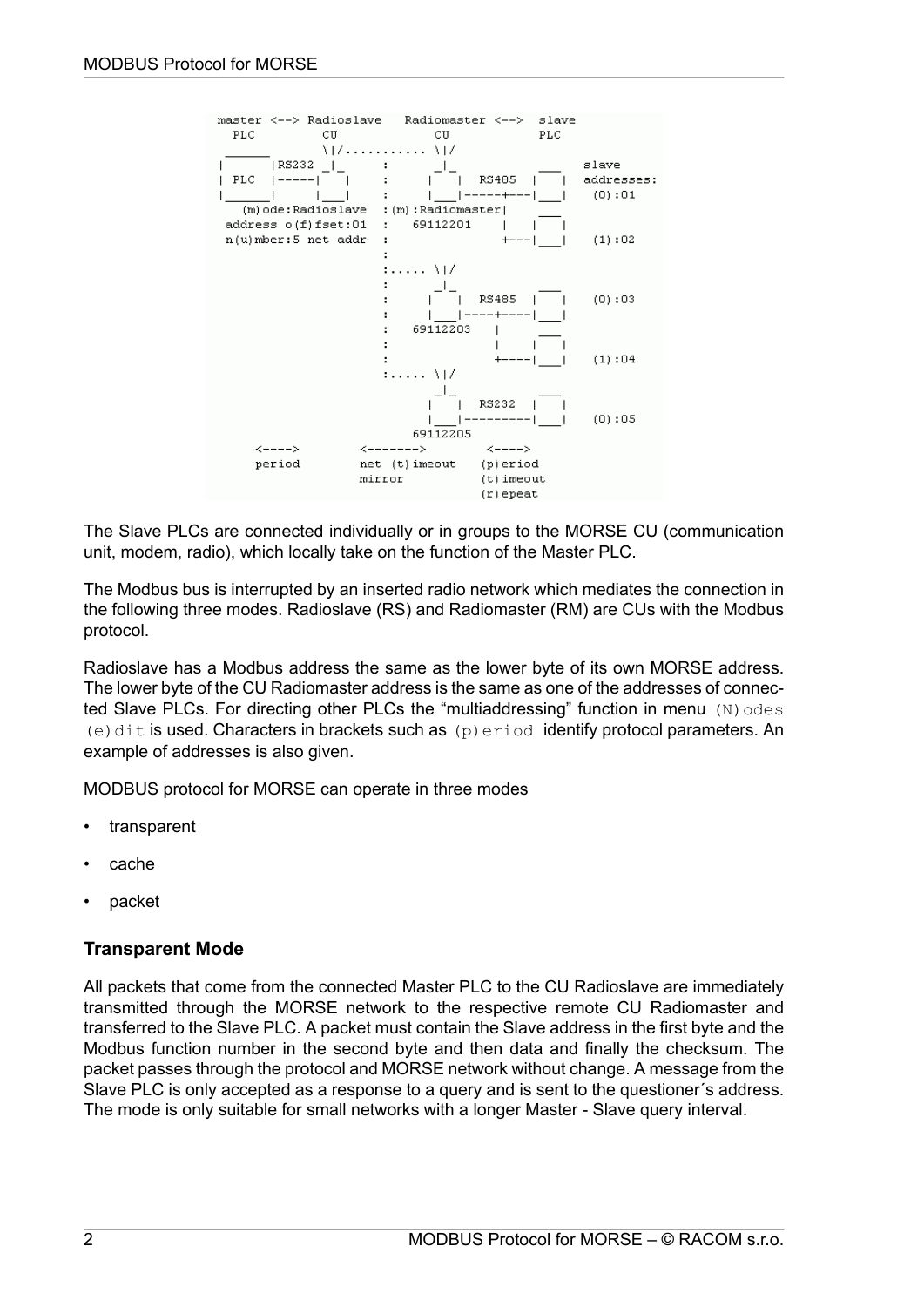```
master <--> Radioslave   Radiomaster <-->  slave
  PLC         CU             CU             PLC
 ______       \|/........... \|/
|      |RS232 _|_      :      _|_          ___    slave
| PLC  |-----|   |     :     |   |  RS485  |   |  addresses:
|______|     |___|     :     |___|-----+---|___|   (0):01
   (m)ode:Radioslave  :(m):Radiomaster|           ___
 address o(f)fset:01  :   69112201    |    |   |
 n(u)mber:5 net addr  :               +---|___|   (1):02
                      :
                      :..... \|/
                      :      _|_          ___
                      :     |   |  RS485  |   |   (0):03
                      :     |___|----+----|___|
                      :   69112203   |     ___
                      :              |    |   |
                      :              +----|___|   (1):04
                      :..... \|/
                            _|_          ___
                           |   |  RS232  |   |
                           |___|---------|___|   (0):05
                          69112205
      <---->        <------->        <---->
      period        net (t)imeout   (p)eriod
                    mirror          (t)imeout
                                    (r)epeat
```

The Slave PLCs are connected individually or in groups to the MORSE CU (communication unit, modem, radio), which locally take on the function of the Master PLC.

The Modbus bus is interrupted by an inserted radio network which mediates the connection in the following three modes. Radioslave (RS) and Radiomaster (RM) are CUs with the Modbus protocol.

Radioslave has a Modbus address the same as the lower byte of its own MORSE address. The lower byte of the CU Radiomaster address is the same as one of the addresses of connected Slave PLCs. For directing other PLCs the "multiaddressing" function in menu `(N)odes (e)dit` is used. Characters in brackets such as `(p)eriod` identify protocol parameters. An example of addresses is also given.

MODBUS protocol for MORSE can operate in three modes

- transparent
- cache
- packet

### Transparent Mode

All packets that come from the connected Master PLC to the CU Radioslave are immediately transmitted through the MORSE network to the respective remote CU Radiomaster and transferred to the Slave PLC. A packet must contain the Slave address in the first byte and the Modbus function number in the second byte and then data and finally the checksum. The packet passes through the protocol and MORSE network without change. A message from the Slave PLC is only accepted as a response to a query and is sent to the questioner´s address. The mode is only suitable for small networks with a longer Master - Slave query interval.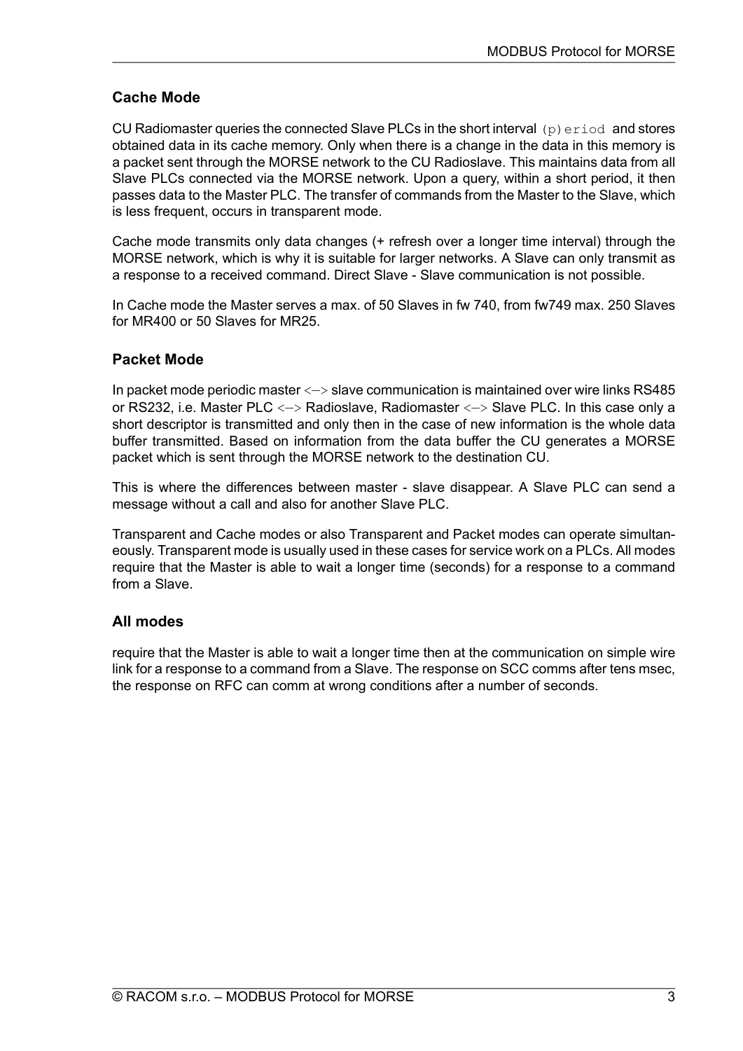### Cache Mode

CU Radiomaster queries the connected Slave PLCs in the short interval `(p)eriod` and stores obtained data in its cache memory. Only when there is a change in the data in this memory is a packet sent through the MORSE network to the CU Radioslave. This maintains data from all Slave PLCs connected via the MORSE network. Upon a query, within a short period, it then passes data to the Master PLC. The transfer of commands from the Master to the Slave, which is less frequent, occurs in transparent mode.

Cache mode transmits only data changes (+ refresh over a longer time interval) through the MORSE network, which is why it is suitable for larger networks. A Slave can only transmit as a response to a received command. Direct Slave - Slave communication is not possible.

In Cache mode the Master serves a max. of 50 Slaves in fw 740, from fw749 max. 250 Slaves for MR400 or 50 Slaves for MR25.

### Packet Mode

In packet mode periodic master <–> slave communication is maintained over wire links RS485 or RS232, i.e. Master PLC <–> Radioslave, Radiomaster <–> Slave PLC. In this case only a short descriptor is transmitted and only then in the case of new information is the whole data buffer transmitted. Based on information from the data buffer the CU generates a MORSE packet which is sent through the MORSE network to the destination CU.

This is where the differences between master - slave disappear. A Slave PLC can send a message without a call and also for another Slave PLC.

Transparent and Cache modes or also Transparent and Packet modes can operate simultaneously. Transparent mode is usually used in these cases for service work on a PLCs. All modes require that the Master is able to wait a longer time (seconds) for a response to a command from a Slave.

### All modes

require that the Master is able to wait a longer time then at the communication on simple wire link for a response to a command from a Slave. The response on SCC comms after tens msec, the response on RFC can comm at wrong conditions after a number of seconds.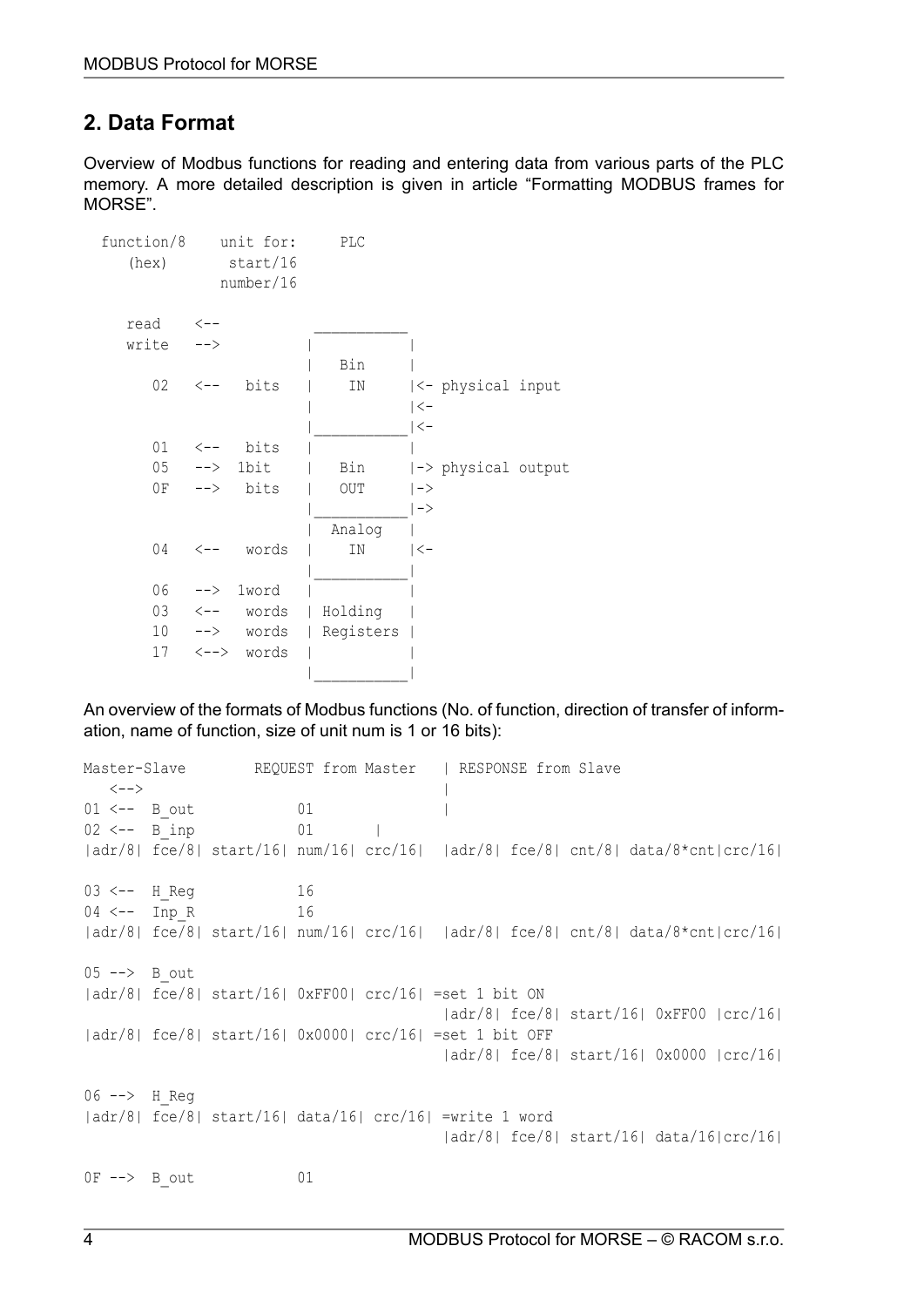## 2. Data Format

Overview of Modbus functions for reading and entering data from various parts of the PLC memory. A more detailed description is given in article “Formatting MODBUS frames for MORSE”.

```
  function/8    unit for:     PLC
     (hex)       start/16
                number/16

     read    <--            ___________
     write   -->           |           |
                           |    Bin    |
        02   <--   bits    |    IN     |<- physical input
                           |           |<-
                           |___________|<-
        01   <--   bits    |           |
        05   -->  1bit     |    Bin    |-> physical output
        0F   -->   bits    |    OUT    |->
                           |___________|->
                           |  Analog   |
        04   <--   words   |    IN     |<-
                           |___________|
        06   -->  1word    |           |
        03   <--   words   | Holding   |
        10   -->   words   | Registers |
        17   <-->  words   |           |
                           |___________|
```

An overview of the formats of Modbus functions (No. of function, direction of transfer of information, name of function, size of unit num is 1 or 16 bits):

```
Master-Slave        REQUEST from Master   | RESPONSE from Slave
   <-->                                   |
01 <--  B_out            01               |
02 <--  B_inp            01       |
|adr/8| fce/8| start/16| num/16| crc/16|  |adr/8| fce/8| cnt/8| data/8*cnt|crc/16|

03 <--  H_Reg            16
04 <--  Inp_R            16
|adr/8| fce/8| start/16| num/16| crc/16|  |adr/8| fce/8| cnt/8| data/8*cnt|crc/16|

05 -->  B_out
|adr/8| fce/8| start/16| 0xFF00| crc/16| =set 1 bit ON
                                          |adr/8| fce/8| start/16| 0xFF00 |crc/16|
|adr/8| fce/8| start/16| 0x0000| crc/16| =set 1 bit OFF
                                          |adr/8| fce/8| start/16| 0x0000 |crc/16|

06 -->  H_Reg
|adr/8| fce/8| start/16| data/16| crc/16| =write 1 word
                                          |adr/8| fce/8| start/16| data/16|crc/16|

0F -->  B_out            01
```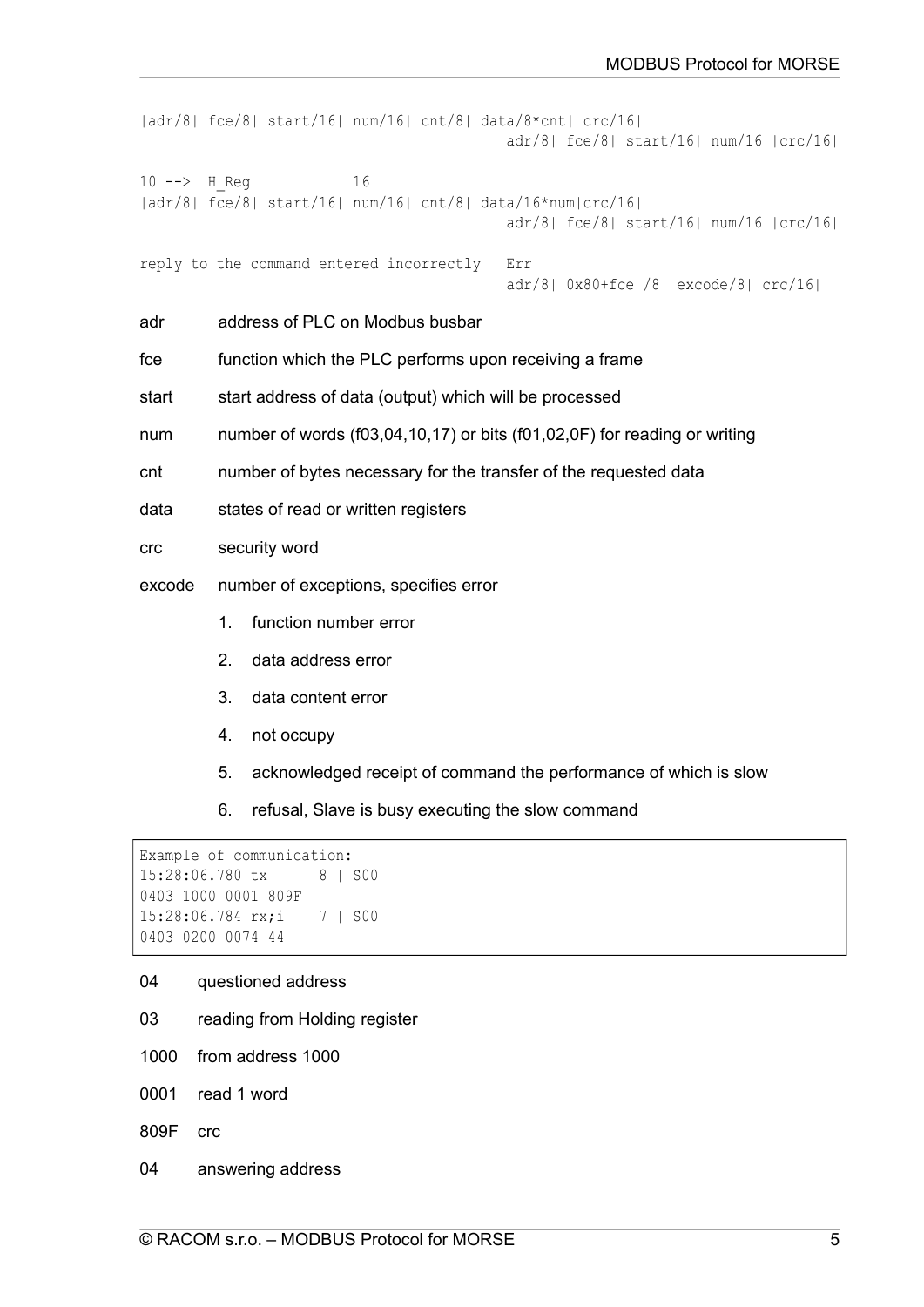```
|adr/8| fce/8| start/16| num/16| cnt/8| data/8*cnt| crc/16|
                                         |adr/8| fce/8| start/16| num/16 |crc/16|

10 -->  H_Reg           16
|adr/8| fce/8| start/16| num/16| cnt/8| data/16*num|crc/16|
                                         |adr/8| fce/8| start/16| num/16 |crc/16|

reply to the command entered incorrectly   Err
                                         |adr/8| 0x80+fce /8| excode/8| crc/16|
```

adr address of PLC on Modbus busbar

fce function which the PLC performs upon receiving a frame

start start address of data (output) which will be processed

num number of words (f03,04,10,17) or bits (f01,02,0F) for reading or writing

cnt number of bytes necessary for the transfer of the requested data

data states of read or written registers

crc security word

excode number of exceptions, specifies error

1. function number error
2. data address error
3. data content error
4. not occupy
5. acknowledged receipt of command the performance of which is slow
6. refusal, Slave is busy executing the slow command

```
Example of communication:
15:28:06.780 tx      8 | S00
0403 1000 0001 809F
15:28:06.784 rx;i    7 | S00
0403 0200 0074 44
```

04 questioned address

03 reading from Holding register

1000 from address 1000

0001 read 1 word

809F crc

04 answering address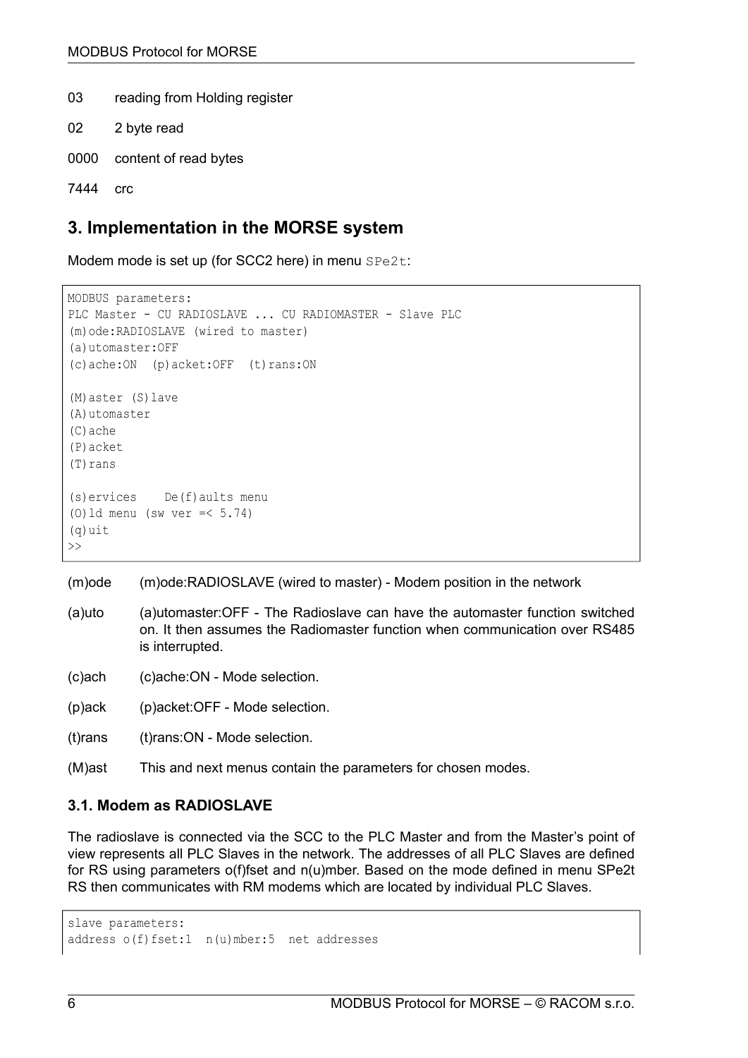03 reading from Holding register

02 2 byte read

0000 content of read bytes

7444 crc

## 3. Implementation in the MORSE system

Modem mode is set up (for SCC2 here) in menu `SPe2t`:

```
MODBUS parameters:
PLC Master - CU RADIOSLAVE ... CU RADIOMASTER - Slave PLC
(m)ode:RADIOSLAVE (wired to master)
(a)utomaster:OFF
(c)ache:ON  (p)acket:OFF  (t)rans:ON

(M)aster (S)lave
(A)utomaster
(C)ache
(P)acket
(T)rans

(s)ervices    De(f)aults menu
(O)ld menu (sw ver =< 5.74)
(q)uit
>>
```

(m)ode (m)ode:RADIOSLAVE (wired to master) - Modem position in the network

(a)uto (a)utomaster:OFF - The Radioslave can have the automaster function switched on. It then assumes the Radiomaster function when communication over RS485 is interrupted.

(c)ach (c)ache:ON - Mode selection.

(p)ack (p)acket:OFF - Mode selection.

(t)rans (t)rans:ON - Mode selection.

(M)ast This and next menus contain the parameters for chosen modes.

### 3.1. Modem as RADIOSLAVE

The radioslave is connected via the SCC to the PLC Master and from the Master's point of view represents all PLC Slaves in the network. The addresses of all PLC Slaves are defined for RS using parameters o(f)fset and n(u)mber. Based on the mode defined in menu SPe2t RS then communicates with RM modems which are located by individual PLC Slaves.

```
slave parameters:
address o(f)fset:1  n(u)mber:5  net addresses
```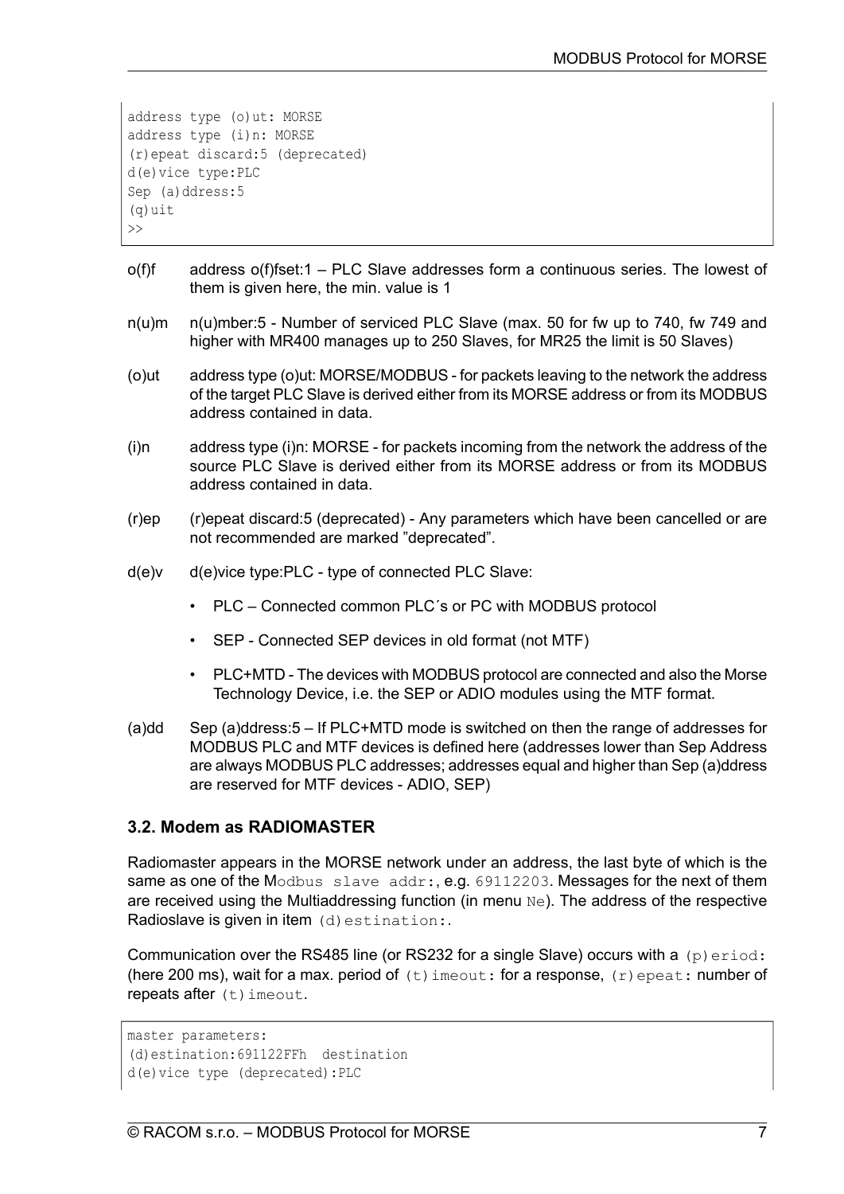```
address type (o)ut: MORSE
address type (i)n: MORSE
(r)epeat discard:5 (deprecated)
d(e)vice type:PLC
Sep (a)ddress:5
(q)uit
>>
```

o(f)f address o(f)fset:1 – PLC Slave addresses form a continuous series. The lowest of them is given here, the min. value is 1

n(u)m n(u)mber:5 - Number of serviced PLC Slave (max. 50 for fw up to 740, fw 749 and higher with MR400 manages up to 250 Slaves, for MR25 the limit is 50 Slaves)

(o)ut address type (o)ut: MORSE/MODBUS - for packets leaving to the network the address of the target PLC Slave is derived either from its MORSE address or from its MODBUS address contained in data.

(i)n address type (i)n: MORSE - for packets incoming from the network the address of the source PLC Slave is derived either from its MORSE address or from its MODBUS address contained in data.

(r)ep (r)epeat discard:5 (deprecated) - Any parameters which have been cancelled or are not recommended are marked "deprecated".

d(e)v d(e)vice type:PLC - type of connected PLC Slave:

- PLC – Connected common PLC´s or PC with MODBUS protocol
- SEP - Connected SEP devices in old format (not MTF)
- PLC+MTD - The devices with MODBUS protocol are connected and also the Morse Technology Device, i.e. the SEP or ADIO modules using the MTF format.

(a)dd Sep (a)ddress:5 – If PLC+MTD mode is switched on then the range of addresses for MODBUS PLC and MTF devices is defined here (addresses lower than Sep Address are always MODBUS PLC addresses; addresses equal and higher than Sep (a)ddress are reserved for MTF devices - ADIO, SEP)

### 3.2. Modem as RADIOMASTER

Radiomaster appears in the MORSE network under an address, the last byte of which is the same as one of the `Modbus slave addr:`, e.g. `69112203`. Messages for the next of them are received using the Multiaddressing function (in menu `Ne`). The address of the respective Radioslave is given in item `(d)estination:`.

Communication over the RS485 line (or RS232 for a single Slave) occurs with a `(p)eriod:` (here 200 ms), wait for a max. period of `(t)imeout:` for a response, `(r)epeat:` number of repeats after `(t)imeout`.

```
master parameters:
(d)estination:691122FFh  destination
d(e)vice type (deprecated):PLC
```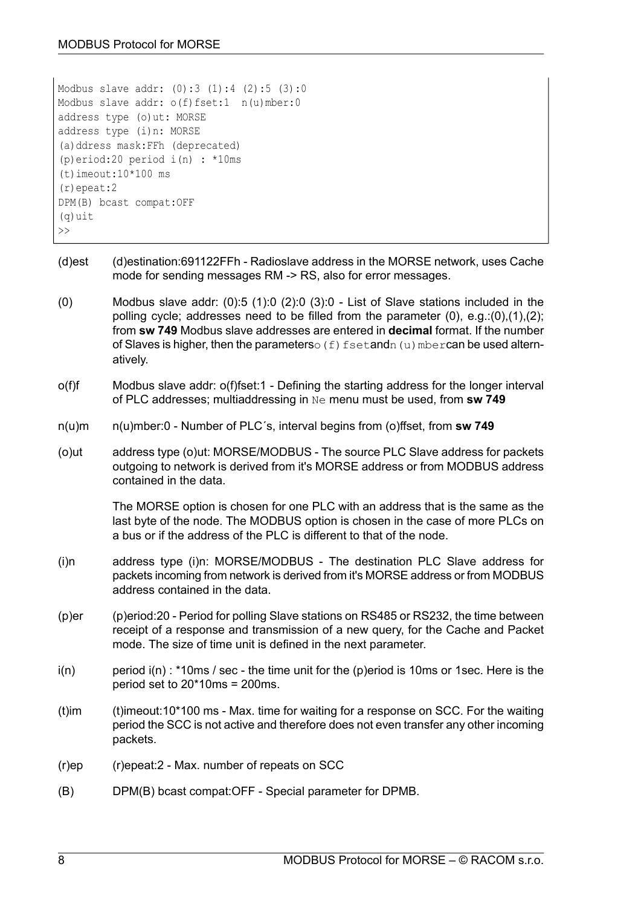```
Modbus slave addr: (0):3 (1):4 (2):5 (3):0
Modbus slave addr: o(f)fset:1  n(u)mber:0
address type (o)ut: MORSE
address type (i)n: MORSE
(a)ddress mask:FFh (deprecated)
(p)eriod:20 period i(n) : *10ms
(t)imeout:10*100 ms
(r)epeat:2
DPM(B) bcast compat:OFF
(q)uit
>>
```

(d)est — (d)estination:691122FFh - Radioslave address in the MORSE network, uses Cache mode for sending messages RM -> RS, also for error messages.

(0) — Modbus slave addr: (0):5 (1):0 (2):0 (3):0 - List of Slave stations included in the polling cycle; addresses need to be filled from the parameter (0), e.g.:(0),(1),(2); from **sw 749** Modbus slave addresses are entered in **decimal** format. If the number of Slaves is higher, then the parameters `o(f)fset` and `n(u)mber` can be used alternatively.

o(f)f — Modbus slave addr: o(f)fset:1 - Defining the starting address for the longer interval of PLC addresses; multiaddressing in `Ne` menu must be used, from **sw 749**

n(u)m — n(u)mber:0 - Number of PLC´s, interval begins from (o)ffset, from **sw 749**

(o)ut — address type (o)ut: MORSE/MODBUS - The source PLC Slave address for packets outgoing to network is derived from it's MORSE address or from MODBUS address contained in the data.

The MORSE option is chosen for one PLC with an address that is the same as the last byte of the node. The MODBUS option is chosen in the case of more PLCs on a bus or if the address of the PLC is different to that of the node.

(i)n — address type (i)n: MORSE/MODBUS - The destination PLC Slave address for packets incoming from network is derived from it's MORSE address or from MODBUS address contained in the data.

(p)er — (p)eriod:20 - Period for polling Slave stations on RS485 or RS232, the time between receipt of a response and transmission of a new query, for the Cache and Packet mode. The size of time unit is defined in the next parameter.

i(n) — period i(n) : *10ms / sec - the time unit for the (p)eriod is 10ms or 1sec. Here is the period set to 20*10ms = 200ms.

(t)im — (t)imeout:10*100 ms - Max. time for waiting for a response on SCC. For the waiting period the SCC is not active and therefore does not even transfer any other incoming packets.

(r)ep — (r)epeat:2 - Max. number of repeats on SCC

(B) — DPM(B) bcast compat:OFF - Special parameter for DPMB.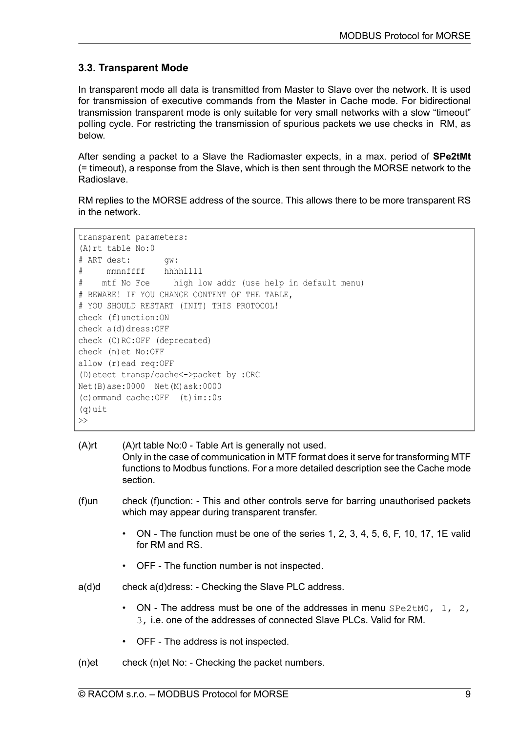### 3.3. Transparent Mode

In transparent mode all data is transmitted from Master to Slave over the network. It is used for transmission of executive commands from the Master in Cache mode. For bidirectional transmission transparent mode is only suitable for very small networks with a slow "timeout" polling cycle. For restricting the transmission of spurious packets we use checks in RM, as below.

After sending a packet to a Slave the Radiomaster expects, in a max. period of **SPe2tMt** (= timeout), a response from the Slave, which is then sent through the MORSE network to the Radioslave.

RM replies to the MORSE address of the source. This allows there to be more transparent RS in the network.

```
transparent parameters:
(A)rt table No:0
# ART dest:       gw:
#     mmnnffff    hhhhllll
#    mtf No Fce     high low addr (use help in default menu)
# BEWARE! IF YOU CHANGE CONTENT OF THE TABLE,
# YOU SHOULD RESTART (INIT) THIS PROTOCOL!
check (f)unction:ON
check a(d)dress:OFF
check (C)RC:OFF (deprecated)
check (n)et No:OFF
allow (r)ead req:OFF
(D)etect transp/cache<->packet by :CRC
Net(B)ase:0000  Net(M)ask:0000
(c)ommand cache:OFF  (t)im::0s
(q)uit
>>
```

(A)rt — (A)rt table No:0 - Table Art is generally not used.
Only in the case of communication in MTF format does it serve for transforming MTF functions to Modbus functions. For a more detailed description see the Cache mode section.

(f)un — check (f)unction: - This and other controls serve for barring unauthorised packets which may appear during transparent transfer.

- ON - The function must be one of the series 1, 2, 3, 4, 5, 6, F, 10, 17, 1E valid for RM and RS.
- OFF - The function number is not inspected.

a(d)d — check a(d)dress: - Checking the Slave PLC address.

- ON - The address must be one of the addresses in menu `SPe2tM0, 1, 2, 3`, i.e. one of the addresses of connected Slave PLCs. Valid for RM.
- OFF - The address is not inspected.

(n)et — check (n)et No: - Checking the packet numbers.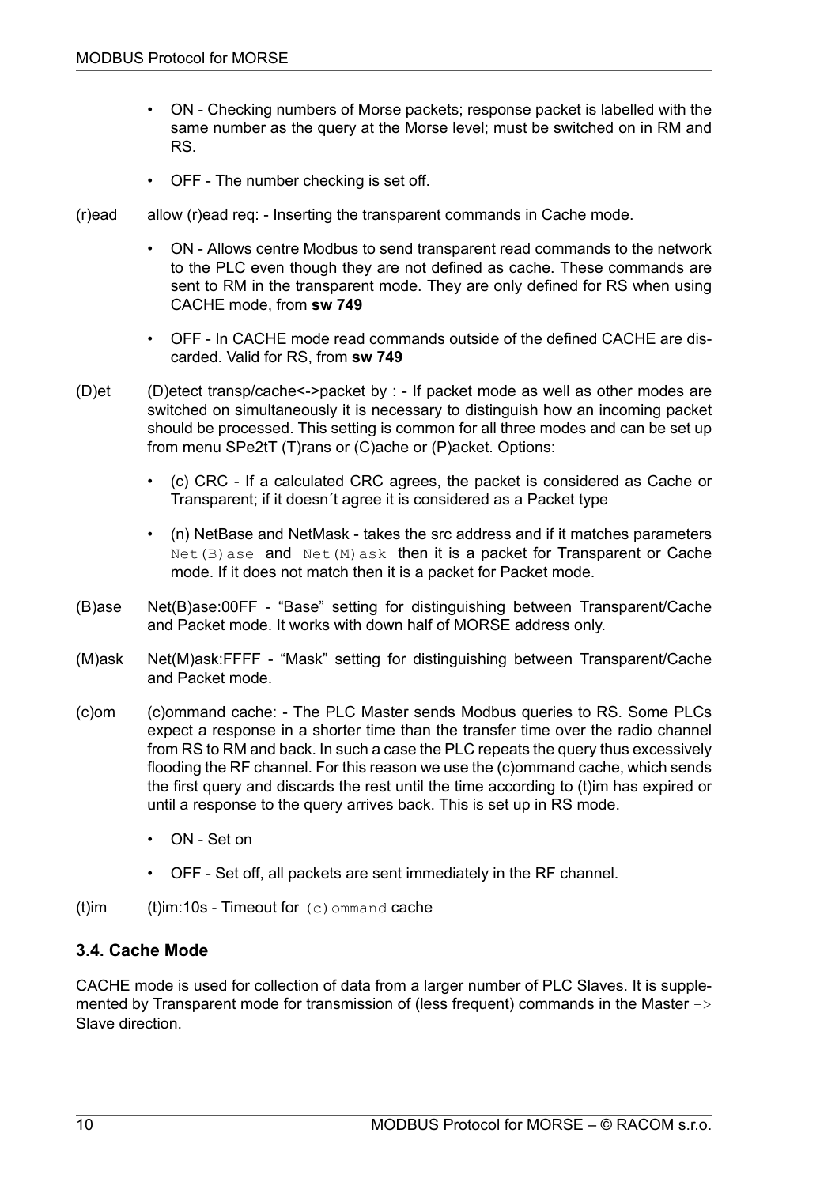- ON - Checking numbers of Morse packets; response packet is labelled with the same number as the query at the Morse level; must be switched on in RM and RS.
- OFF - The number checking is set off.

(r)ead allow (r)ead req: - Inserting the transparent commands in Cache mode.

- ON - Allows centre Modbus to send transparent read commands to the network to the PLC even though they are not defined as cache. These commands are sent to RM in the transparent mode. They are only defined for RS when using CACHE mode, from **sw 749**
- OFF - In CACHE mode read commands outside of the defined CACHE are discarded. Valid for RS, from **sw 749**

(D)et (D)etect transp/cache<->packet by : - If packet mode as well as other modes are switched on simultaneously it is necessary to distinguish how an incoming packet should be processed. This setting is common for all three modes and can be set up from menu SPe2tT (T)rans or (C)ache or (P)acket. Options:

- (c) CRC - If a calculated CRC agrees, the packet is considered as Cache or Transparent; if it doesn´t agree it is considered as a Packet type
- (n) NetBase and NetMask - takes the src address and if it matches parameters `Net(B)ase` and `Net(M)ask` then it is a packet for Transparent or Cache mode. If it does not match then it is a packet for Packet mode.

(B)ase Net(B)ase:00FF - “Base” setting for distinguishing between Transparent/Cache and Packet mode. It works with down half of MORSE address only.

(M)ask Net(M)ask:FFFF - “Mask” setting for distinguishing between Transparent/Cache and Packet mode.

(c)om (c)ommand cache: - The PLC Master sends Modbus queries to RS. Some PLCs expect a response in a shorter time than the transfer time over the radio channel from RS to RM and back. In such a case the PLC repeats the query thus excessively flooding the RF channel. For this reason we use the (c)ommand cache, which sends the first query and discards the rest until the time according to (t)im has expired or until a response to the query arrives back. This is set up in RS mode.

- ON - Set on
- OFF - Set off, all packets are sent immediately in the RF channel.

(t)im (t)im:10s - Timeout for `(c)ommand` cache

### 3.4. Cache Mode

CACHE mode is used for collection of data from a larger number of PLC Slaves. It is supplemented by Transparent mode for transmission of (less frequent) commands in the Master `->` Slave direction.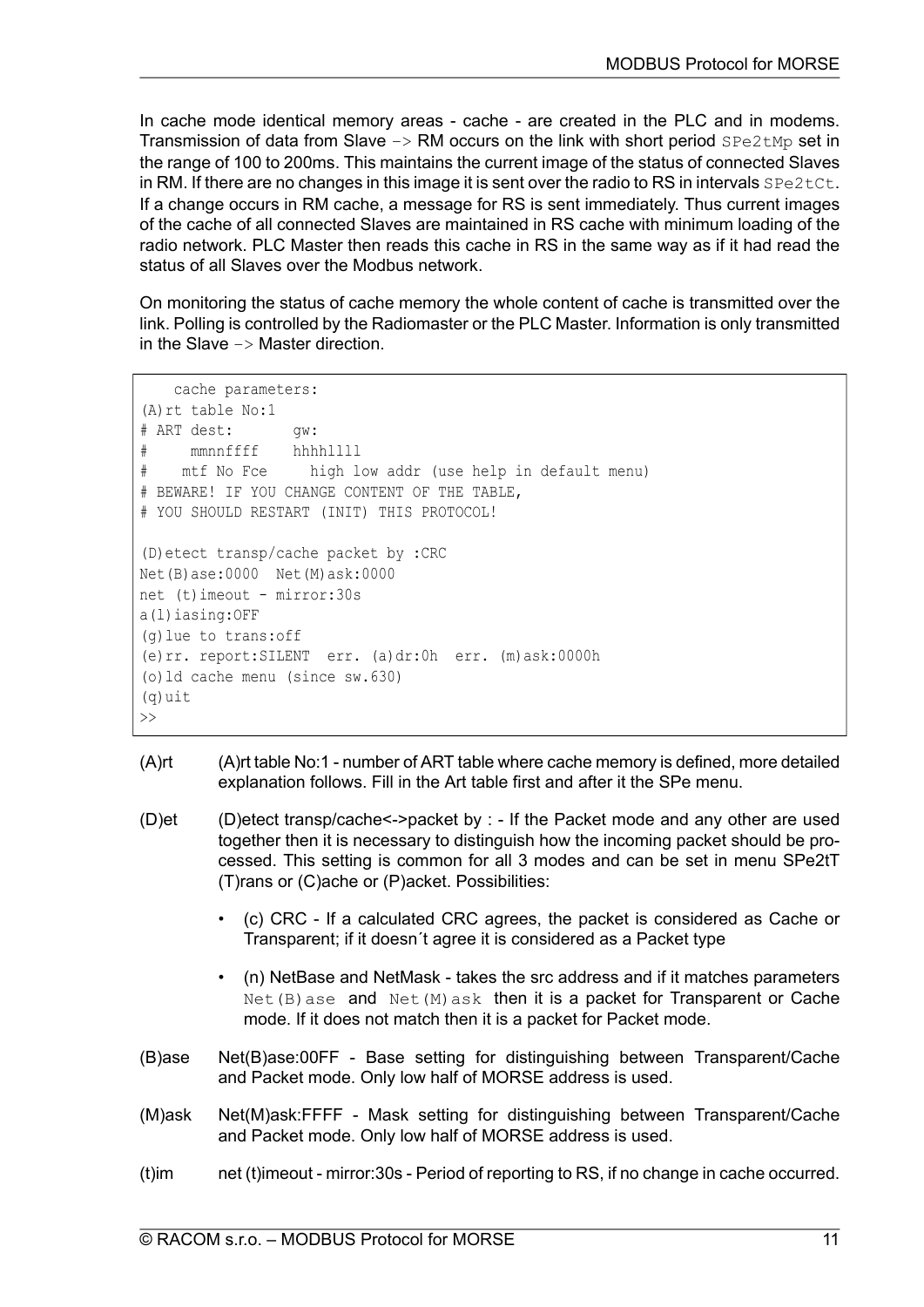In cache mode identical memory areas - cache - are created in the PLC and in modems. Transmission of data from Slave -> RM occurs on the link with short period `SPe2tMp` set in the range of 100 to 200ms. This maintains the current image of the status of connected Slaves in RM. If there are no changes in this image it is sent over the radio to RS in intervals `SPe2tCt`. If a change occurs in RM cache, a message for RS is sent immediately. Thus current images of the cache of all connected Slaves are maintained in RS cache with minimum loading of the radio network. PLC Master then reads this cache in RS in the same way as if it had read the status of all Slaves over the Modbus network.

On monitoring the status of cache memory the whole content of cache is transmitted over the link. Polling is controlled by the Radiomaster or the PLC Master. Information is only transmitted in the Slave -> Master direction.

```
    cache parameters:
(A)rt table No:1
# ART dest:       gw:
#     mmnnffff    hhhhllll
#    mtf No Fce     high low addr (use help in default menu)
# BEWARE! IF YOU CHANGE CONTENT OF THE TABLE,
# YOU SHOULD RESTART (INIT) THIS PROTOCOL!

(D)etect transp/cache packet by :CRC
Net(B)ase:0000  Net(M)ask:0000
net (t)imeout - mirror:30s
a(l)iasing:OFF
(g)lue to trans:off
(e)rr. report:SILENT  err. (a)dr:0h  err. (m)ask:0000h
(o)ld cache menu (since sw.630)
(q)uit
>>
```

(A)rt — (A)rt table No:1 - number of ART table where cache memory is defined, more detailed explanation follows. Fill in the Art table first and after it the SPe menu.

(D)et — (D)etect transp/cache<->packet by : - If the Packet mode and any other are used together then it is necessary to distinguish how the incoming packet should be processed. This setting is common for all 3 modes and can be set in menu SPe2tT (T)rans or (C)ache or (P)acket. Possibilities:

- (c) CRC - If a calculated CRC agrees, the packet is considered as Cache or Transparent; if it doesn´t agree it is considered as a Packet type
- (n) NetBase and NetMask - takes the src address and if it matches parameters `Net(B)ase` and `Net(M)ask` then it is a packet for Transparent or Cache mode. If it does not match then it is a packet for Packet mode.

(B)ase — Net(B)ase:00FF - Base setting for distinguishing between Transparent/Cache and Packet mode. Only low half of MORSE address is used.

(M)ask — Net(M)ask:FFFF - Mask setting for distinguishing between Transparent/Cache and Packet mode. Only low half of MORSE address is used.

(t)im — net (t)imeout - mirror:30s - Period of reporting to RS, if no change in cache occurred.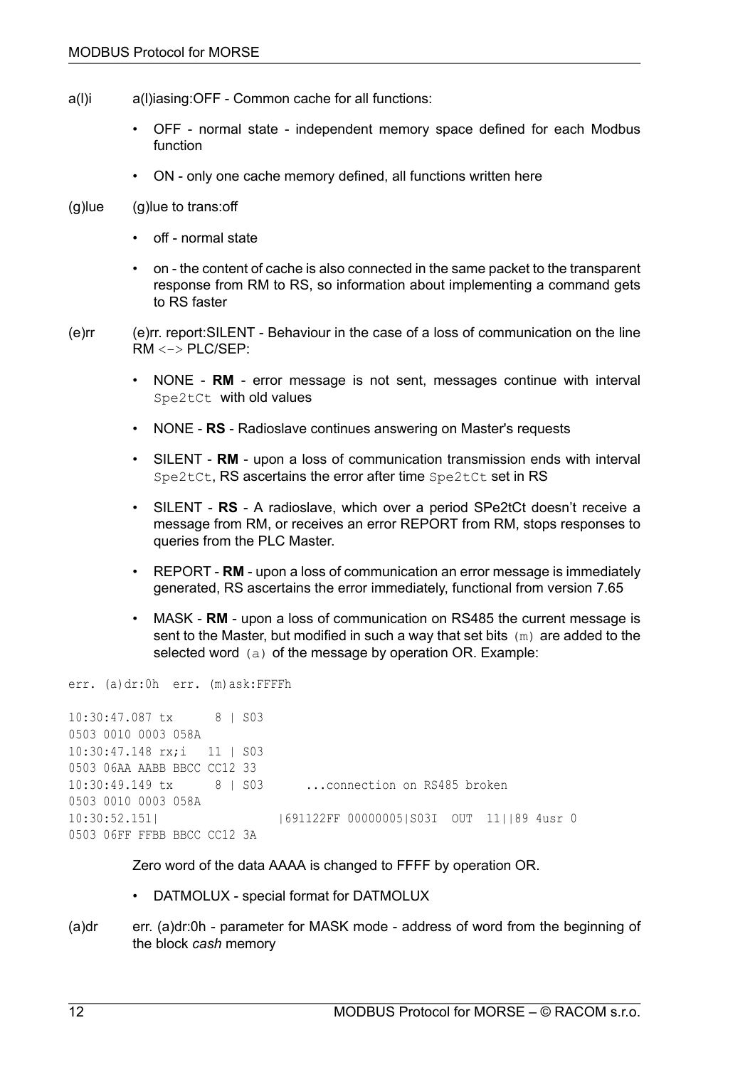a(l)i a(l)iasing:OFF - Common cache for all functions:

- OFF - normal state - independent memory space defined for each Modbus function
- ON - only one cache memory defined, all functions written here

(g)lue (g)lue to trans:off

- off - normal state
- on - the content of cache is also connected in the same packet to the transparent response from RM to RS, so information about implementing a command gets to RS faster

(e)rr (e)rr. report:SILENT - Behaviour in the case of a loss of communication on the line RM `<->` PLC/SEP:

- NONE - **RM** - error message is not sent, messages continue with interval `Spe2tCt` with old values
- NONE - **RS** - Radioslave continues answering on Master's requests
- SILENT - **RM** - upon a loss of communication transmission ends with interval `Spe2tCt`, RS ascertains the error after time `Spe2tCt` set in RS
- SILENT - **RS** - A radioslave, which over a period SPe2tCt doesn't receive a message from RM, or receives an error REPORT from RM, stops responses to queries from the PLC Master.
- REPORT - **RM** - upon a loss of communication an error message is immediately generated, RS ascertains the error immediately, functional from version 7.65
- MASK - **RM** - upon a loss of communication on RS485 the current message is sent to the Master, but modified in such a way that set bits `(m)` are added to the selected word `(a)` of the message by operation OR. Example:

```
err. (a)dr:0h  err. (m)ask:FFFFh

10:30:47.087 tx      8 | S03
0503 0010 0003 058A
10:30:47.148 rx;i   11 | S03
0503 06AA AABB BBCC CC12 33
10:30:49.149 tx      8 | S03      ...connection on RS485 broken
0503 0010 0003 058A
10:30:52.151|                |691122FF 00000005|S03I  OUT  11||89 4usr 0
0503 06FF FFBB BBCC CC12 3A
```

Zero word of the data AAAA is changed to FFFF by operation OR.

- DATMOLUX - special format for DATMOLUX

(a)dr err. (a)dr:0h - parameter for MASK mode - address of word from the beginning of the block *cash* memory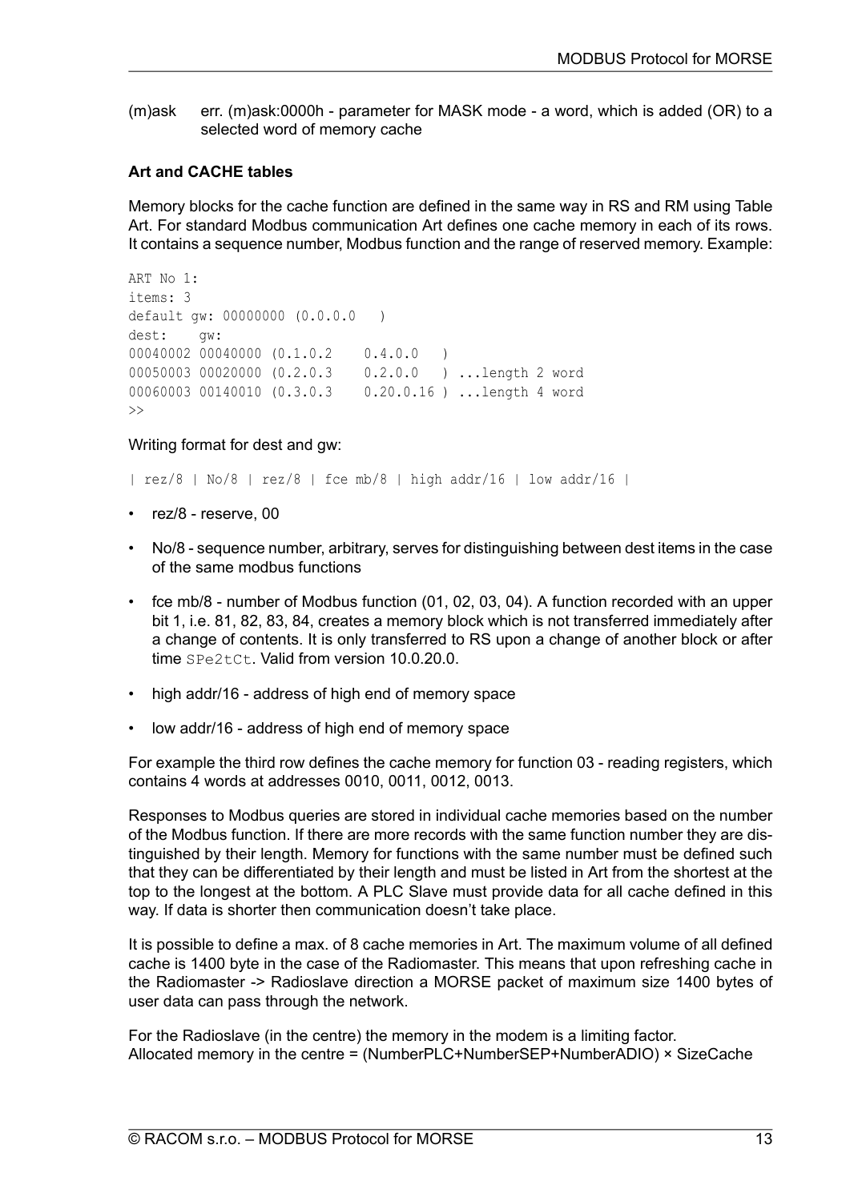(m)ask err. (m)ask:0000h - parameter for MASK mode - a word, which is added (OR) to a selected word of memory cache

**Art and CACHE tables**

Memory blocks for the cache function are defined in the same way in RS and RM using Table Art. For standard Modbus communication Art defines one cache memory in each of its rows. It contains a sequence number, Modbus function and the range of reserved memory. Example:

```
ART No 1:
items: 3
default gw: 00000000 (0.0.0.0   )
dest:    gw:
00040002 00040000 (0.1.0.2    0.4.0.0   )
00050003 00020000 (0.2.0.3    0.2.0.0   ) ...length 2 word
00060003 00140010 (0.3.0.3    0.20.0.16 ) ...length 4 word
>>
```

Writing format for dest and gw:

```
| rez/8 | No/8 | rez/8 | fce mb/8 | high addr/16 | low addr/16 |
```

- rez/8 - reserve, 00
- No/8 - sequence number, arbitrary, serves for distinguishing between dest items in the case of the same modbus functions
- fce mb/8 - number of Modbus function (01, 02, 03, 04). A function recorded with an upper bit 1, i.e. 81, 82, 83, 84, creates a memory block which is not transferred immediately after a change of contents. It is only transferred to RS upon a change of another block or after time `SPe2tCt`. Valid from version 10.0.20.0.
- high addr/16 - address of high end of memory space
- low addr/16 - address of high end of memory space

For example the third row defines the cache memory for function 03 - reading registers, which contains 4 words at addresses 0010, 0011, 0012, 0013.

Responses to Modbus queries are stored in individual cache memories based on the number of the Modbus function. If there are more records with the same function number they are distinguished by their length. Memory for functions with the same number must be defined such that they can be differentiated by their length and must be listed in Art from the shortest at the top to the longest at the bottom. A PLC Slave must provide data for all cache defined in this way. If data is shorter then communication doesn't take place.

It is possible to define a max. of 8 cache memories in Art. The maximum volume of all defined cache is 1400 byte in the case of the Radiomaster. This means that upon refreshing cache in the Radiomaster -> Radioslave direction a MORSE packet of maximum size 1400 bytes of user data can pass through the network.

For the Radioslave (in the centre) the memory in the modem is a limiting factor.
Allocated memory in the centre = (NumberPLC+NumberSEP+NumberADIO) × SizeCache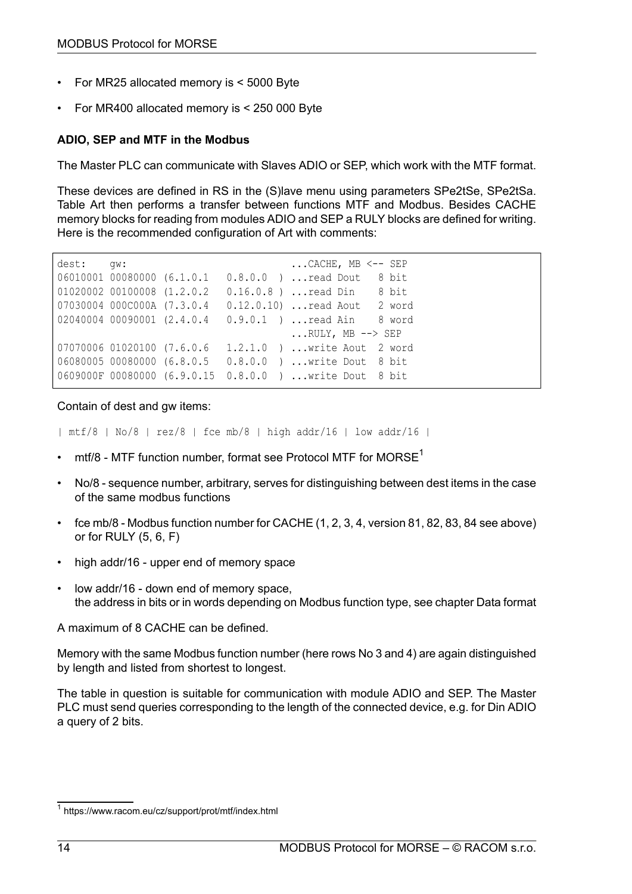- For MR25 allocated memory is < 5000 Byte
- For MR400 allocated memory is < 250 000 Byte

**ADIO, SEP and MTF in the Modbus**

The Master PLC can communicate with Slaves ADIO or SEP, which work with the MTF format.

These devices are defined in RS in the (S)lave menu using parameters SPe2tSe, SPe2tSa. Table Art then performs a transfer between functions MTF and Modbus. Besides CACHE memory blocks for reading from modules ADIO and SEP a RULY blocks are defined for writing. Here is the recommended configuration of Art with comments:

```
dest:    gw:                            ...CACHE, MB <-- SEP
06010001 00080000 (6.1.0.1   0.8.0.0  ) ...read Dout   8 bit
01020002 00100008 (1.2.0.2   0.16.0.8 ) ...read Din    8 bit
07030004 000C000A (7.3.0.4   0.12.0.10) ...read Aout   2 word
02040004 00090001 (2.4.0.4   0.9.0.1  ) ...read Ain    8 word
                                        ...RULY, MB --> SEP
07070006 01020100 (7.6.0.6   1.2.1.0  ) ...write Aout  2 word
06080005 00080000 (6.8.0.5   0.8.0.0  ) ...write Dout  8 bit
0609000F 00080000 (6.9.0.15  0.8.0.0  ) ...write Dout  8 bit
```

Contain of dest and gw items:

```
| mtf/8 | No/8 | rez/8 | fce mb/8 | high addr/16 | low addr/16 |
```

- mtf/8 - MTF function number, format see Protocol MTF for MORSE[1]
- No/8 - sequence number, arbitrary, serves for distinguishing between dest items in the case of the same modbus functions
- fce mb/8 - Modbus function number for CACHE (1, 2, 3, 4, version 81, 82, 83, 84 see above) or for RULY (5, 6, F)
- high addr/16 - upper end of memory space
- low addr/16 - down end of memory space,
  the address in bits or in words depending on Modbus function type, see chapter Data format

A maximum of 8 CACHE can be defined.

Memory with the same Modbus function number (here rows No 3 and 4) are again distinguished by length and listed from shortest to longest.

The table in question is suitable for communication with module ADIO and SEP. The Master PLC must send queries corresponding to the length of the connected device, e.g. for Din ADIO a query of 2 bits.

[1] https://www.racom.eu/cz/support/prot/mtf/index.html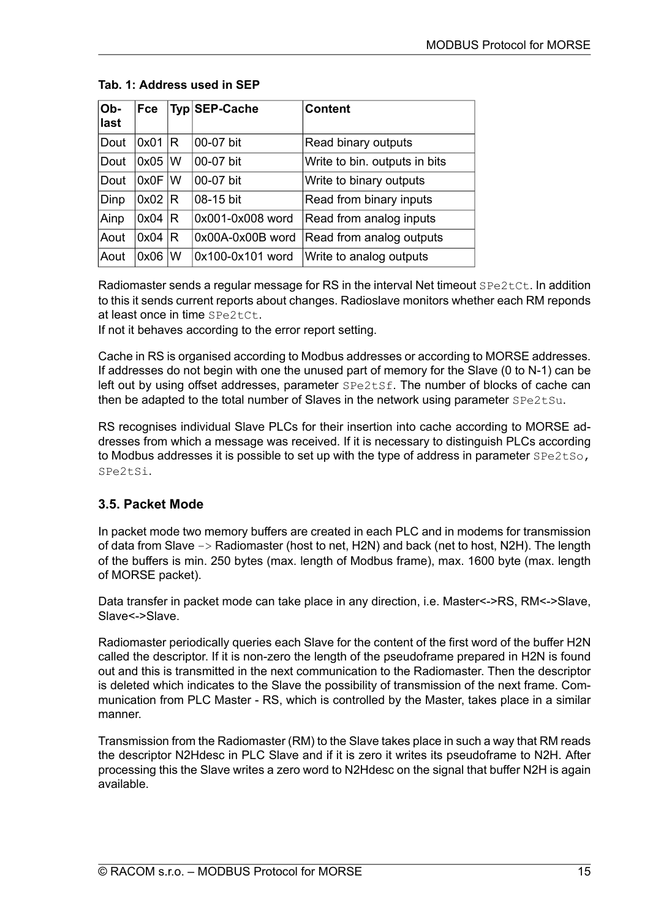**Tab. 1: Address used in SEP**

| Ob-last | Fce | Typ | SEP-Cache | Content |
|---|---|---|---|---|
| Dout | 0x01 | R | 00-07 bit | Read binary outputs |
| Dout | 0x05 | W | 00-07 bit | Write to bin. outputs in bits |
| Dout | 0x0F | W | 00-07 bit | Write to binary outputs |
| Dinp | 0x02 | R | 08-15 bit | Read from binary inputs |
| Ainp | 0x04 | R | 0x001-0x008 word | Read from analog inputs |
| Aout | 0x04 | R | 0x00A-0x00B word | Read from analog outputs |
| Aout | 0x06 | W | 0x100-0x101 word | Write to analog outputs |

Radiomaster sends a regular message for RS in the interval Net timeout `SPe2tCt`. In addition to this it sends current reports about changes. Radioslave monitors whether each RM reponds at least once in time `SPe2tCt`.
If not it behaves according to the error report setting.

Cache in RS is organised according to Modbus addresses or according to MORSE addresses. If addresses do not begin with one the unused part of memory for the Slave (0 to N-1) can be left out by using offset addresses, parameter `SPe2tSf`. The number of blocks of cache can then be adapted to the total number of Slaves in the network using parameter `SPe2tSu`.

RS recognises individual Slave PLCs for their insertion into cache according to MORSE addresses from which a message was received. If it is necessary to distinguish PLCs according to Modbus addresses it is possible to set up with the type of address in parameter `SPe2tSo, SPe2tSi`.

### 3.5. Packet Mode

In packet mode two memory buffers are created in each PLC and in modems for transmission of data from Slave -> Radiomaster (host to net, H2N) and back (net to host, N2H). The length of the buffers is min. 250 bytes (max. length of Modbus frame), max. 1600 byte (max. length of MORSE packet).

Data transfer in packet mode can take place in any direction, i.e. Master<->RS, RM<->Slave, Slave<->Slave.

Radiomaster periodically queries each Slave for the content of the first word of the buffer H2N called the descriptor. If it is non-zero the length of the pseudoframe prepared in H2N is found out and this is transmitted in the next communication to the Radiomaster. Then the descriptor is deleted which indicates to the Slave the possibility of transmission of the next frame. Communication from PLC Master - RS, which is controlled by the Master, takes place in a similar manner.

Transmission from the Radiomaster (RM) to the Slave takes place in such a way that RM reads the descriptor N2Hdesc in PLC Slave and if it is zero it writes its pseudoframe to N2H. After processing this the Slave writes a zero word to N2Hdesc on the signal that buffer N2H is again available.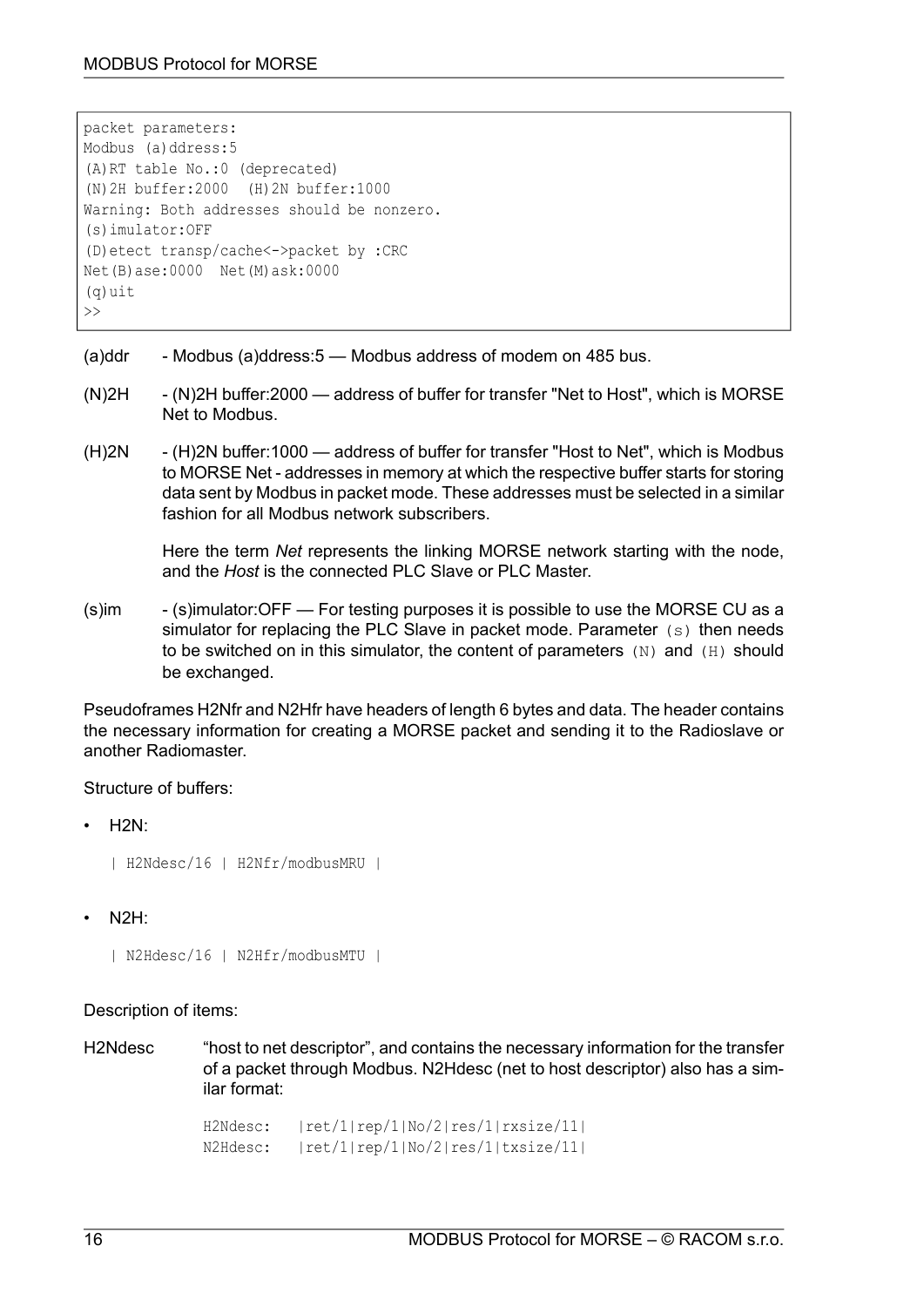```
packet parameters:
Modbus (a)ddress:5
(A)RT table No.:0 (deprecated)
(N)2H buffer:2000  (H)2N buffer:1000
Warning: Both addresses should be nonzero.
(s)imulator:OFF
(D)etect transp/cache<->packet by :CRC
Net(B)ase:0000  Net(M)ask:0000
(q)uit
>>
```

(a)ddr - Modbus (a)ddress:5 — Modbus address of modem on 485 bus.

(N)2H - (N)2H buffer:2000 — address of buffer for transfer "Net to Host", which is MORSE Net to Modbus.

(H)2N - (H)2N buffer:1000 — address of buffer for transfer "Host to Net", which is Modbus to MORSE Net - addresses in memory at which the respective buffer starts for storing data sent by Modbus in packet mode. These addresses must be selected in a similar fashion for all Modbus network subscribers.

Here the term *Net* represents the linking MORSE network starting with the node, and the *Host* is the connected PLC Slave or PLC Master.

(s)im - (s)imulator:OFF — For testing purposes it is possible to use the MORSE CU as a simulator for replacing the PLC Slave in packet mode. Parameter `(s)` then needs to be switched on in this simulator, the content of parameters `(N)` and `(H)` should be exchanged.

Pseudoframes H2Nfr and N2Hfr have headers of length 6 bytes and data. The header contains the necessary information for creating a MORSE packet and sending it to the Radioslave or another Radiomaster.

Structure of buffers:

- H2N:

  ```
  | H2Ndesc/16 | H2Nfr/modbusMRU |
  ```

- N2H:

  ```
  | N2Hdesc/16 | N2Hfr/modbusMTU |
  ```

Description of items:

H2Ndesc "host to net descriptor", and contains the necessary information for the transfer of a packet through Modbus. N2Hdesc (net to host descriptor) also has a similar format:

```
H2Ndesc:   |ret/1|rep/1|No/2|res/1|rxsize/11|
N2Hdesc:   |ret/1|rep/1|No/2|res/1|txsize/11|
```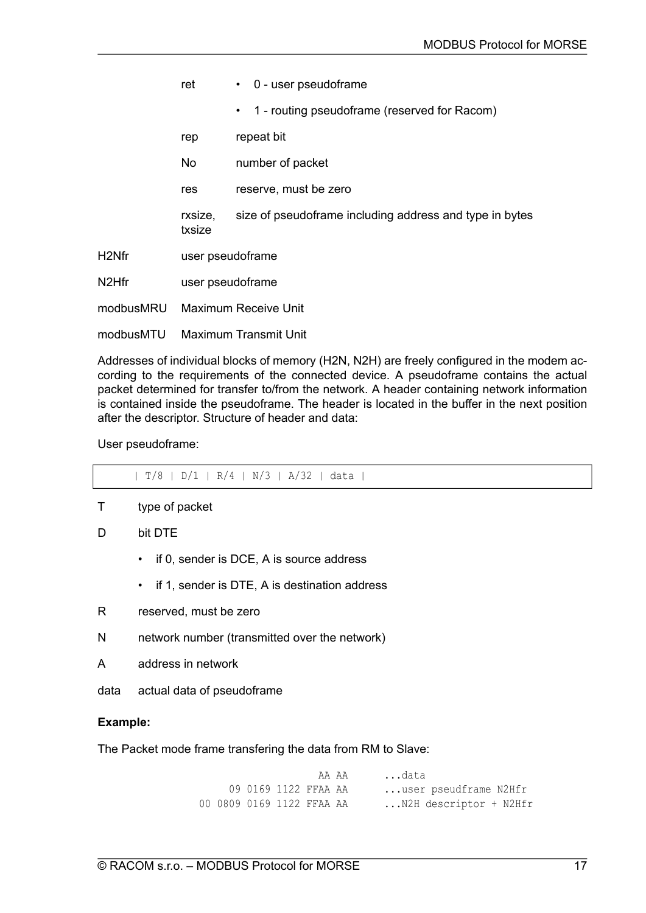| | | |
|---|---|---|
| | ret | • 0 - user pseudoframe<br>• 1 - routing pseudoframe (reserved for Racom) |
| | rep | repeat bit |
| | No | number of packet |
| | res | reserve, must be zero |
| | rxsize, txsize | size of pseudoframe including address and type in bytes |
| H2Nfr | user pseudoframe | |
| N2Hfr | user pseudoframe | |
| modbusMRU | Maximum Receive Unit | |
| modbusMTU | Maximum Transmit Unit | |

Addresses of individual blocks of memory (H2N, N2H) are freely configured in the modem according to the requirements of the connected device. A pseudoframe contains the actual packet determined for transfer to/from the network. A header containing network information is contained inside the pseudoframe. The header is located in the buffer in the next position after the descriptor. Structure of header and data:

User pseudoframe:

```
| T/8 | D/1 | R/4 | N/3 | A/32 | data |
```

T type of packet

D bit DTE

- if 0, sender is DCE, A is source address
- if 1, sender is DTE, A is destination address

R reserved, must be zero

N network number (transmitted over the network)

A address in network

data actual data of pseudoframe

**Example:**

The Packet mode frame transfering the data from RM to Slave:

```
                  AA AA      ...data
      09 0169 1122 FFAA AA      ...user pseudframe N2Hfr
00 0809 0169 1122 FFAA AA      ...N2H descriptor + N2Hfr
```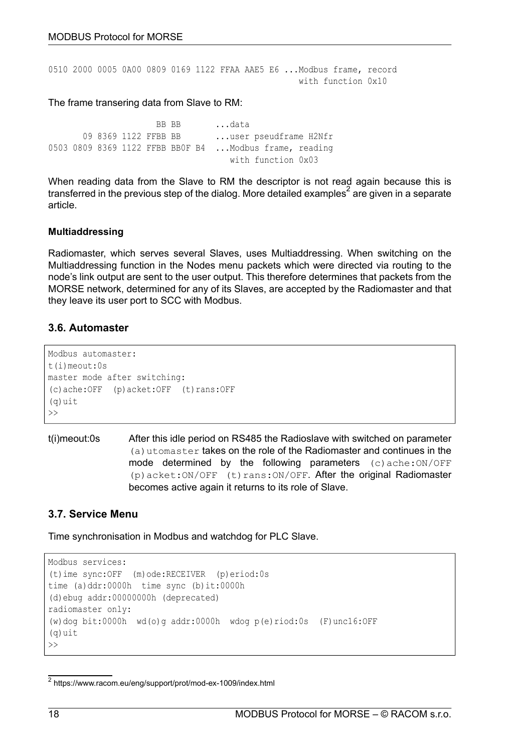```
0510 2000 0005 0A00 0809 0169 1122 FFAA AAE5 E6 ...Modbus frame, record
                                                  with function 0x10
```

The frame transering data from Slave to RM:

```
                   BB BB       ...data
       09 8369 1122 FFBB BB       ...user pseudframe H2Nfr
0503 0809 8369 1122 FFBB BB0F B4  ...Modbus frame, reading
                                    with function 0x03
```

When reading data from the Slave to RM the descriptor is not read again because this is transferred in the previous step of the dialog. More detailed examples[2] are given in a separate article.

**Multiaddressing**

Radiomaster, which serves several Slaves, uses Multiaddressing. When switching on the Multiaddressing function in the Nodes menu packets which were directed via routing to the node's link output are sent to the user output. This therefore determines that packets from the MORSE network, determined for any of its Slaves, are accepted by the Radiomaster and that they leave its user port to SCC with Modbus.

### 3.6. Automaster

```
Modbus automaster:
t(i)meout:0s
master mode after switching:
(c)ache:OFF  (p)acket:OFF  (t)rans:OFF
(q)uit
>>
```

t(i)meout:0s — After this idle period on RS485 the Radioslave with switched on parameter `(a)utomaster` takes on the role of the Radiomaster and continues in the mode determined by the following parameters `(c)ache:ON/OFF (p)acket:ON/OFF (t)rans:ON/OFF`. After the original Radiomaster becomes active again it returns to its role of Slave.

### 3.7. Service Menu

Time synchronisation in Modbus and watchdog for PLC Slave.

```
Modbus services:
(t)ime sync:OFF  (m)ode:RECEIVER  (p)eriod:0s
time (a)ddr:0000h  time sync (b)it:0000h
(d)ebug addr:00000000h (deprecated)
radiomaster only:
(w)dog bit:0000h  wd(o)g addr:0000h  wdog p(e)riod:0s  (F)unc16:OFF
(q)uit
>>
```

[2] https://www.racom.eu/eng/support/prot/mod-ex-1009/index.html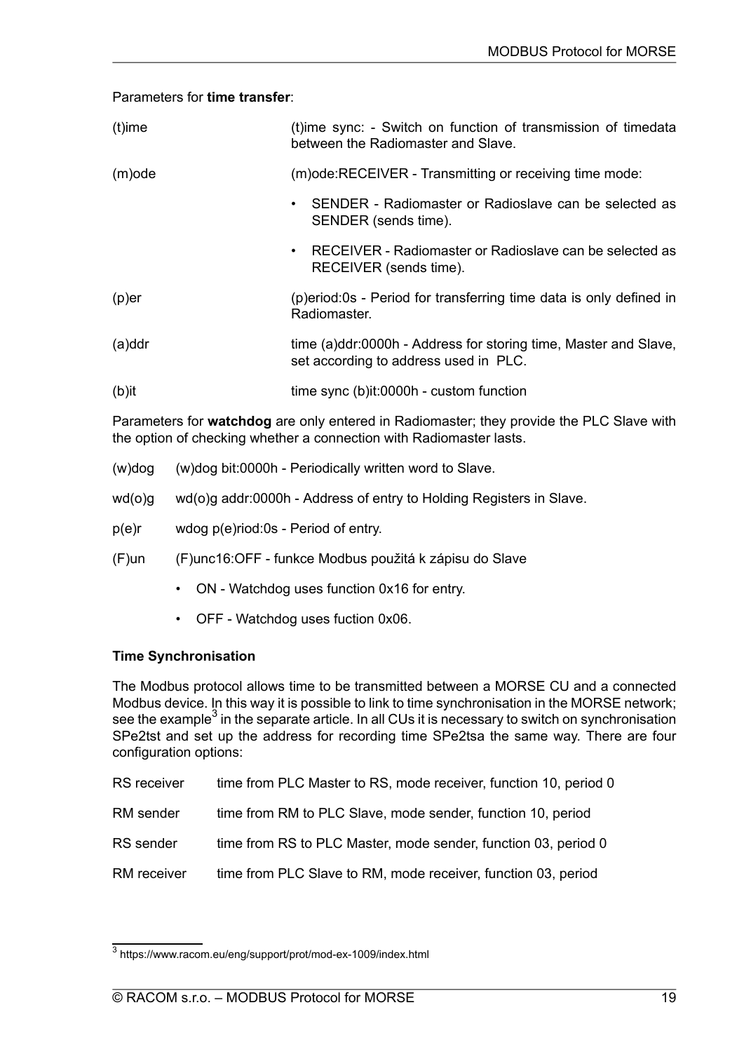Parameters for **time transfer**:

| | |
|---|---|
| (t)ime | (t)ime sync: - Switch on function of transmission of timedata between the Radiomaster and Slave. |
| (m)ode | (m)ode:RECEIVER - Transmitting or receiving time mode:<br>• SENDER - Radiomaster or Radioslave can be selected as SENDER (sends time).<br>• RECEIVER - Radiomaster or Radioslave can be selected as RECEIVER (sends time). |
| (p)er | (p)eriod:0s - Period for transferring time data is only defined in Radiomaster. |
| (a)ddr | time (a)ddr:0000h - Address for storing time, Master and Slave, set according to address used in PLC. |
| (b)it | time sync (b)it:0000h - custom function |

Parameters for **watchdog** are only entered in Radiomaster; they provide the PLC Slave with the option of checking whether a connection with Radiomaster lasts.

| | |
|---|---|
| (w)dog | (w)dog bit:0000h - Periodically written word to Slave. |
| wd(o)g | wd(o)g addr:0000h - Address of entry to Holding Registers in Slave. |
| p(e)r | wdog p(e)riod:0s - Period of entry. |
| (F)un | (F)unc16:OFF - funkce Modbus použitá k zápisu do Slave<br>• ON - Watchdog uses function 0x16 for entry.<br>• OFF - Watchdog uses fuction 0x06. |

**Time Synchronisation**

The Modbus protocol allows time to be transmitted between a MORSE CU and a connected Modbus device. In this way it is possible to link to time synchronisation in the MORSE network; see the example[3] in the separate article. In all CUs it is necessary to switch on synchronisation SPe2tst and set up the address for recording time SPe2tsa the same way. There are four configuration options:

| | |
|---|---|
| RS receiver | time from PLC Master to RS, mode receiver, function 10, period 0 |
| RM sender | time from RM to PLC Slave, mode sender, function 10, period |
| RS sender | time from RS to PLC Master, mode sender, function 03, period 0 |
| RM receiver | time from PLC Slave to RM, mode receiver, function 03, period |

[3] https://www.racom.eu/eng/support/prot/mod-ex-1009/index.html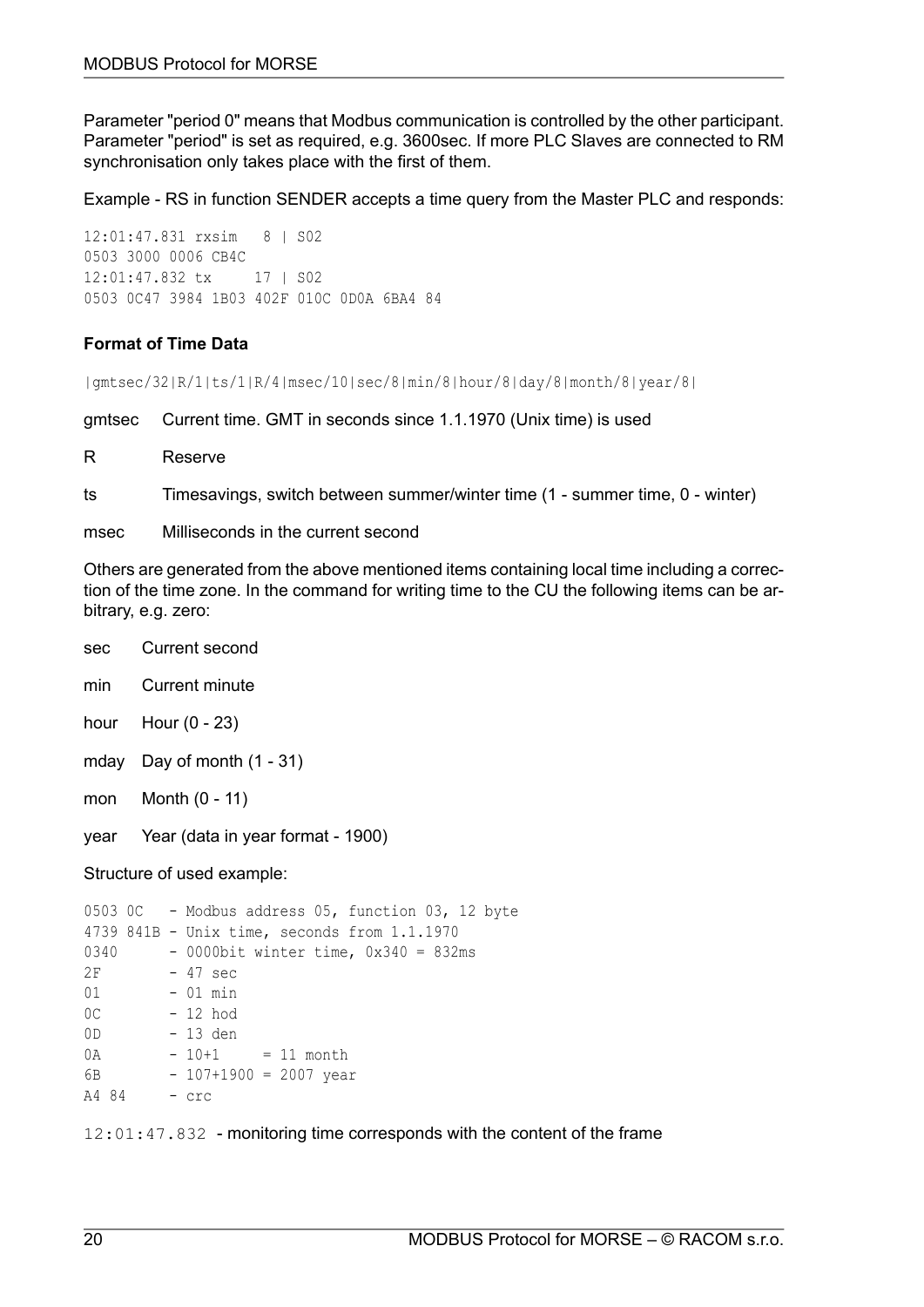Parameter "period 0" means that Modbus communication is controlled by the other participant. Parameter "period" is set as required, e.g. 3600sec. If more PLC Slaves are connected to RM synchronisation only takes place with the first of them.

Example - RS in function SENDER accepts a time query from the Master PLC and responds:

```
12:01:47.831 rxsim   8 | S02
0503 3000 0006 CB4C
12:01:47.832 tx     17 | S02
0503 0C47 3984 1B03 402F 010C 0D0A 6BA4 84
```

### Format of Time Data

```
|gmtsec/32|R/1|ts/1|R/4|msec/10|sec/8|min/8|hour/8|day/8|month/8|year/8|
```

gmtsec  Current time. GMT in seconds since 1.1.1970 (Unix time) is used

R  Reserve

ts  Timesavings, switch between summer/winter time (1 - summer time, 0 - winter)

msec  Milliseconds in the current second

Others are generated from the above mentioned items containing local time including a correction of the time zone. In the command for writing time to the CU the following items can be arbitrary, e.g. zero:

sec  Current second

min  Current minute

hour  Hour (0 - 23)

mday  Day of month (1 - 31)

mon  Month (0 - 11)

year  Year (data in year format - 1900)

Structure of used example:

```
0503 0C   - Modbus address 05, function 03, 12 byte
4739 841B - Unix time, seconds from 1.1.1970
0340      - 0000bit winter time, 0x340 = 832ms
2F        - 47 sec
01        - 01 min
0C        - 12 hod
0D        - 13 den
0A        - 10+1     = 11 month
6B        - 107+1900 = 2007 year
A4 84     - crc
```

`12:01:47.832` - monitoring time corresponds with the content of the frame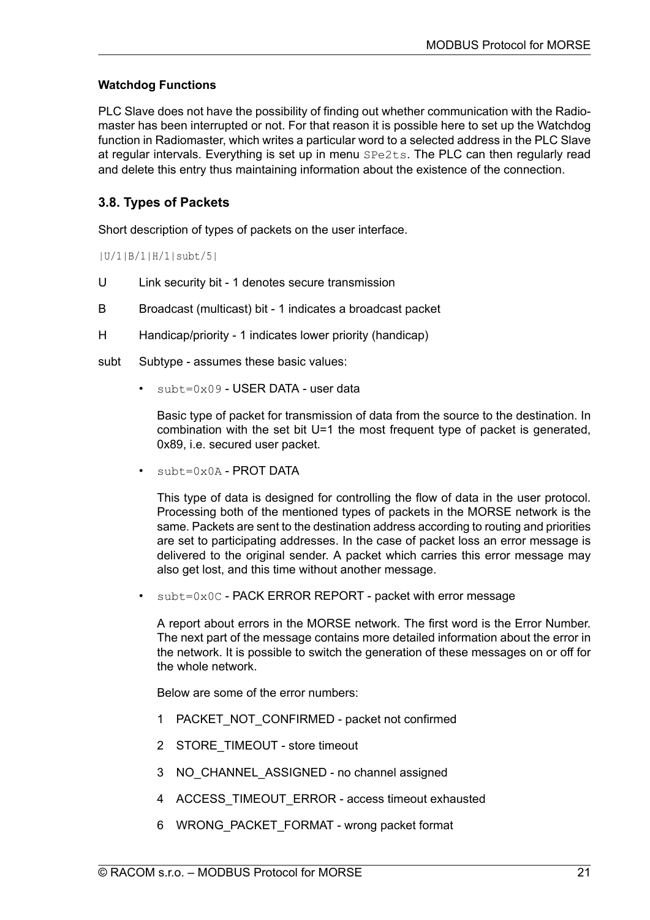#### Watchdog Functions

PLC Slave does not have the possibility of finding out whether communication with the Radiomaster has been interrupted or not. For that reason it is possible here to set up the Watchdog function in Radiomaster, which writes a particular word to a selected address in the PLC Slave at regular intervals. Everything is set up in menu `SPe2ts`. The PLC can then regularly read and delete this entry thus maintaining information about the existence of the connection.

### 3.8. Types of Packets

Short description of types of packets on the user interface.

`|U/1|B/1|H/1|subt/5|`

U    Link security bit - 1 denotes secure transmission

B    Broadcast (multicast) bit - 1 indicates a broadcast packet

H    Handicap/priority - 1 indicates lower priority (handicap)

subt    Subtype - assumes these basic values:

- `subt=0x09` - USER DATA - user data

  Basic type of packet for transmission of data from the source to the destination. In combination with the set bit U=1 the most frequent type of packet is generated, 0x89, i.e. secured user packet.

- `subt=0x0A` - PROT DATA

  This type of data is designed for controlling the flow of data in the user protocol. Processing both of the mentioned types of packets in the MORSE network is the same. Packets are sent to the destination address according to routing and priorities are set to participating addresses. In the case of packet loss an error message is delivered to the original sender. A packet which carries this error message may also get lost, and this time without another message.

- `subt=0x0C` - PACK ERROR REPORT - packet with error message

  A report about errors in the MORSE network. The first word is the Error Number. The next part of the message contains more detailed information about the error in the network. It is possible to switch the generation of these messages on or off for the whole network.

  Below are some of the error numbers:

  1 PACKET_NOT_CONFIRMED - packet not confirmed

  2 STORE_TIMEOUT - store timeout

  3 NO_CHANNEL_ASSIGNED - no channel assigned

  4 ACCESS_TIMEOUT_ERROR - access timeout exhausted

  6 WRONG_PACKET_FORMAT - wrong packet format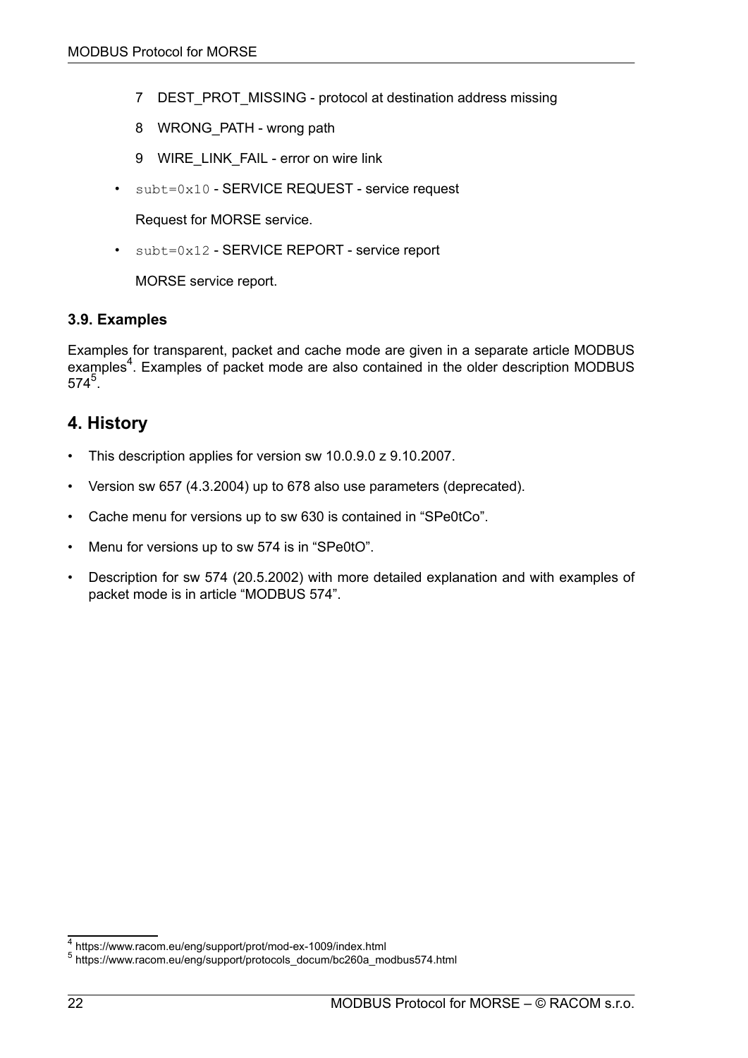7 DEST_PROT_MISSING - protocol at destination address missing

8 WRONG_PATH - wrong path

9 WIRE_LINK_FAIL - error on wire link

- `subt=0x10` - SERVICE REQUEST - service request

  Request for MORSE service.

- `subt=0x12` - SERVICE REPORT - service report

  MORSE service report.

### 3.9. Examples

Examples for transparent, packet and cache mode are given in a separate article MODBUS examples[4]. Examples of packet mode are also contained in the older description MODBUS 574[5].

## 4. History

- This description applies for version sw 10.0.9.0 z 9.10.2007.
- Version sw 657 (4.3.2004) up to 678 also use parameters (deprecated).
- Cache menu for versions up to sw 630 is contained in "SPe0tCo".
- Menu for versions up to sw 574 is in "SPe0tO".
- Description for sw 574 (20.5.2002) with more detailed explanation and with examples of packet mode is in article "MODBUS 574".

[4] https://www.racom.eu/eng/support/prot/mod-ex-1009/index.html
[5] https://www.racom.eu/eng/support/protocols_docum/bc260a_modbus574.html